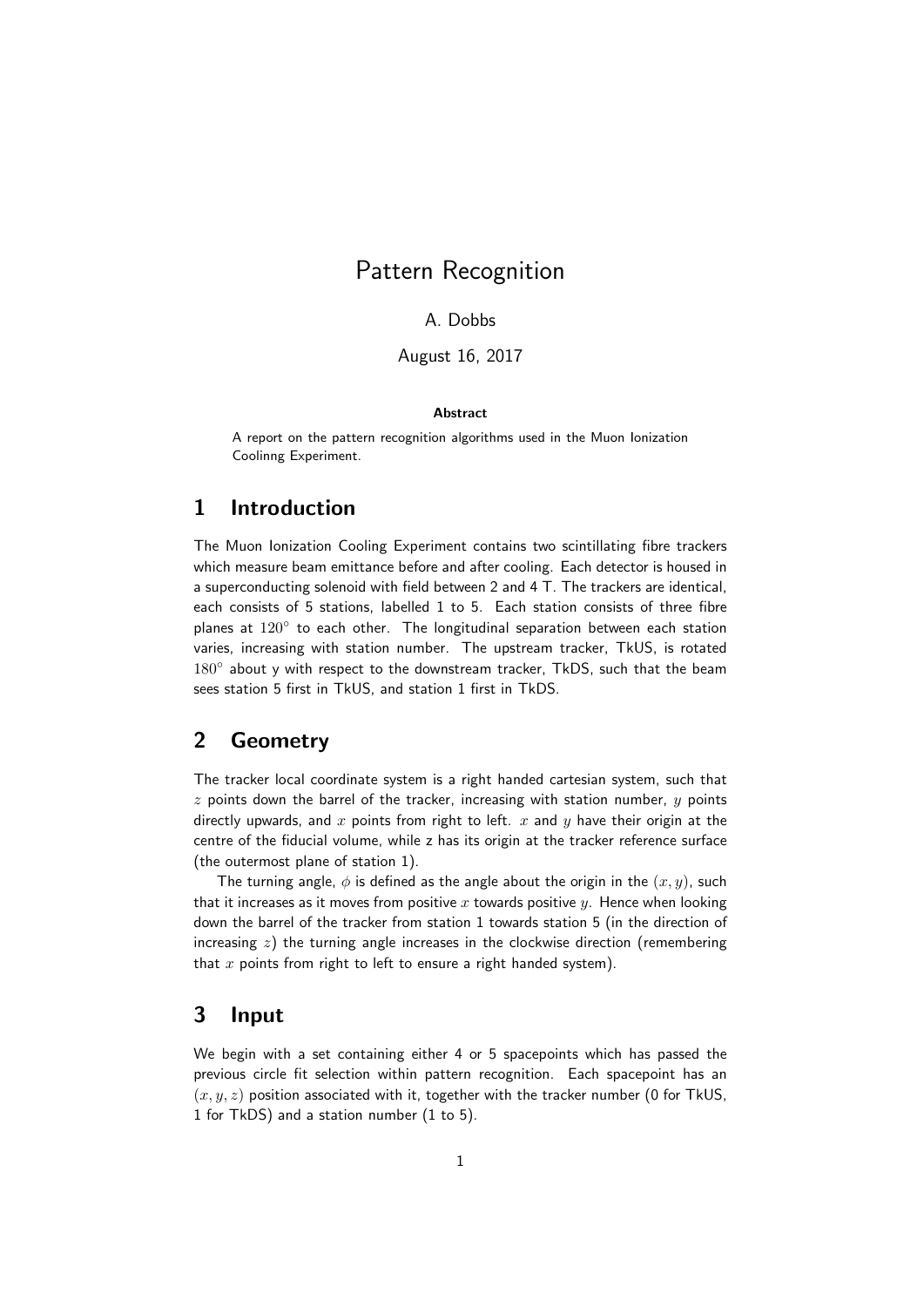# Pattern Recognition

A. Dobbs

August 16, 2017

**Abstract**

A report on the pattern recognition algorithms used in the Muon Ionization Coolinng Experiment.

## 1 Introduction

The Muon Ionization Cooling Experiment contains two scintillating fibre trackers which measure beam emittance before and after cooling. Each detector is housed in a superconducting solenoid with field between 2 and 4 T. The trackers are identical, each consists of 5 stations, labelled 1 to 5. Each station consists of three fibre planes at $120^\circ$ to each other. The longitudinal separation between each station varies, increasing with station number. The upstream tracker, TkUS, is rotated $180^\circ$ about y with respect to the downstream tracker, TkDS, such that the beam sees station 5 first in TkUS, and station 1 first in TkDS.

## 2 Geometry

The tracker local coordinate system is a right handed cartesian system, such that $z$ points down the barrel of the tracker, increasing with station number, $y$ points directly upwards, and $x$ points from right to left. $x$ and $y$ have their origin at the centre of the fiducial volume, while z has its origin at the tracker reference surface (the outermost plane of station 1).

The turning angle, $\phi$ is defined as the angle about the origin in the $(x, y)$, such that it increases as it moves from positive $x$ towards positive $y$. Hence when looking down the barrel of the tracker from station 1 towards station 5 (in the direction of increasing $z$) the turning angle increases in the clockwise direction (remembering that $x$ points from right to left to ensure a right handed system).

## 3 Input

We begin with a set containing either 4 or 5 spacepoints which has passed the previous circle fit selection within pattern recognition. Each spacepoint has an $(x, y, z)$ position associated with it, together with the tracker number (0 for TkUS, 1 for TkDS) and a station number (1 to 5).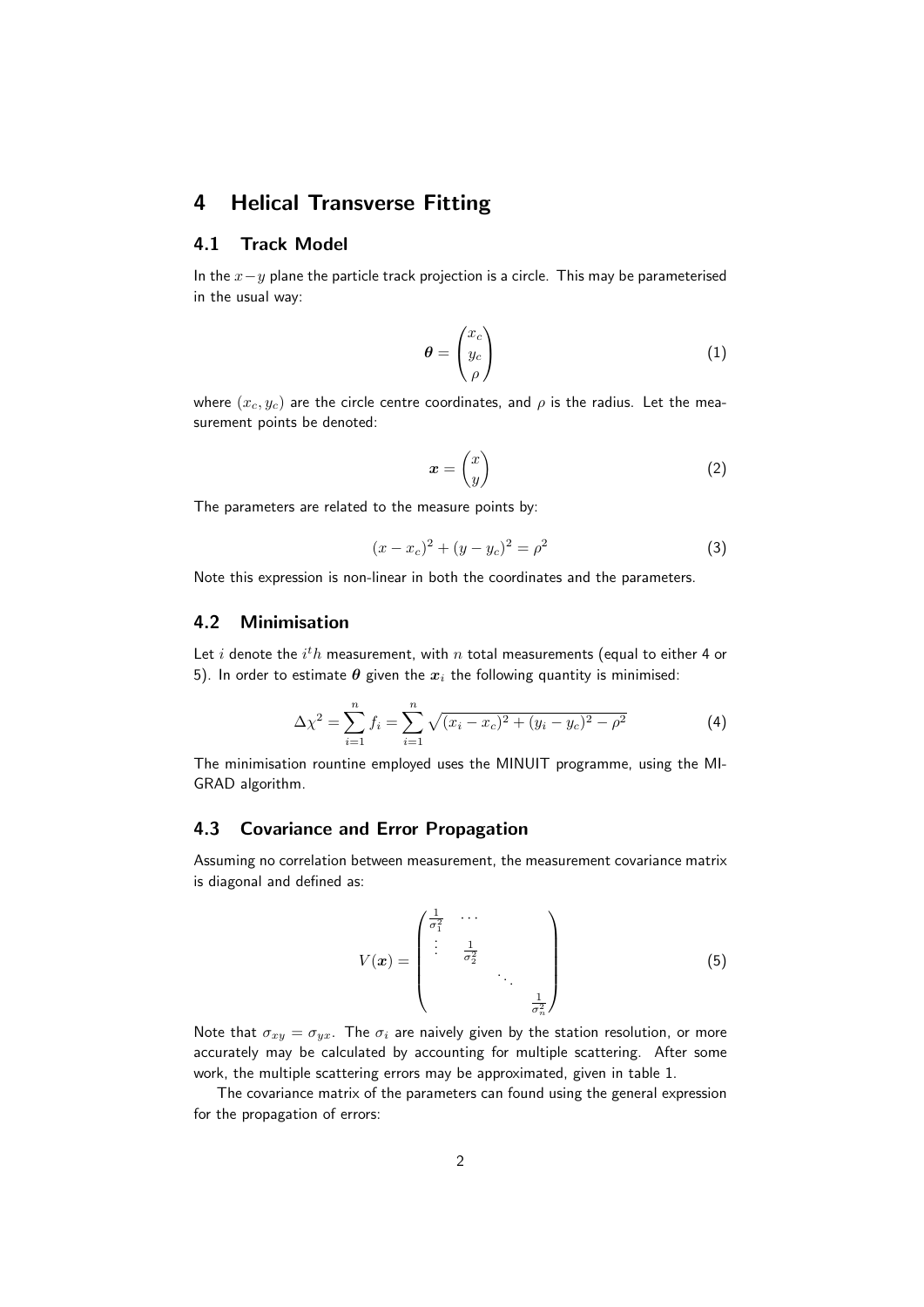# 4 Helical Transverse Fitting

## 4.1 Track Model

In the $x-y$ plane the particle track projection is a circle. This may be parameterised in the usual way:

$$\boldsymbol{\theta} = \begin{pmatrix} x_c \\ y_c \\ \rho \end{pmatrix} \tag{1}$$

where $(x_c, y_c)$ are the circle centre coordinates, and $\rho$ is the radius. Let the measurement points be denoted:

$$\boldsymbol{x} = \begin{pmatrix} x \\ y \end{pmatrix} \tag{2}$$

The parameters are related to the measure points by:

$$(x - x_c)^2 + (y - y_c)^2 = \rho^2 \tag{3}$$

Note this expression is non-linear in both the coordinates and the parameters.

## 4.2 Minimisation

Let $i$ denote the $i^t h$ measurement, with $n$ total measurements (equal to either 4 or 5). In order to estimate $\boldsymbol{\theta}$ given the $\boldsymbol{x}_i$ the following quantity is minimised:

$$\Delta\chi^2 = \sum_{i=1}^{n} f_i = \sum_{i=1}^{n} \sqrt{(x_i - x_c)^2 + (y_i - y_c)^2 - \rho^2} \tag{4}$$

The minimisation rountine employed uses the MINUIT programme, using the MIGRAD algorithm.

## 4.3 Covariance and Error Propagation

Assuming no correlation between measurement, the measurement covariance matrix is diagonal and defined as:

$$V(\boldsymbol{x}) = \begin{pmatrix} \frac{1}{\sigma_1^2} & \cdots & & \\ \vdots & \frac{1}{\sigma_2^2} & & \\ & & \ddots & \\ & & & \frac{1}{\sigma_n^2} \end{pmatrix} \tag{5}$$

Note that $\sigma_{xy} = \sigma_{yx}$. The $\sigma_i$ are naively given by the station resolution, or more accurately may be calculated by accounting for multiple scattering. After some work, the multiple scattering errors may be approximated, given in table 1.

The covariance matrix of the parameters can found using the general expression for the propagation of errors: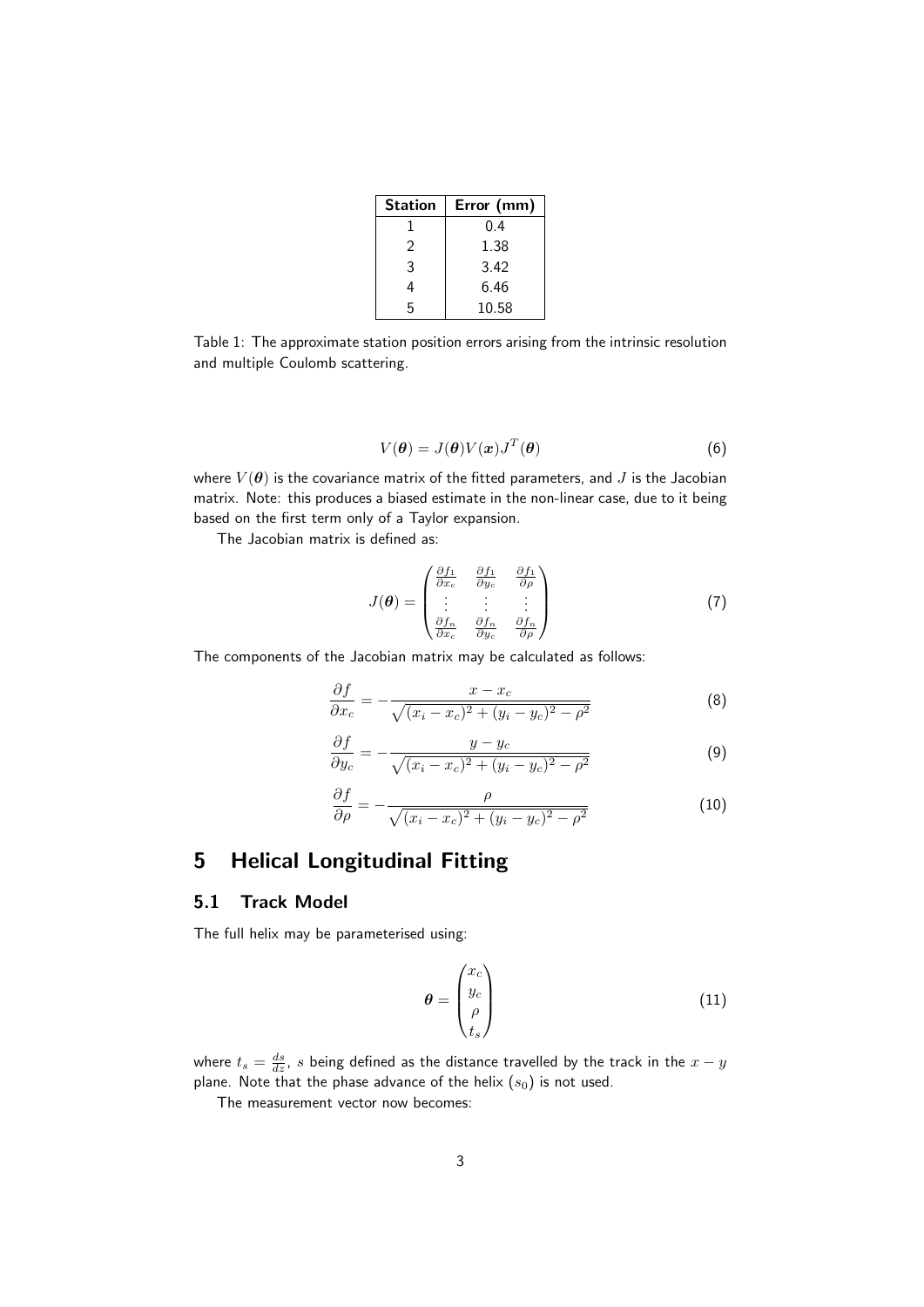| Station | Error (mm) |
|---|---|
| 1 | 0.4 |
| 2 | 1.38 |
| 3 | 3.42 |
| 4 | 6.46 |
| 5 | 10.58 |

Table 1: The approximate station position errors arising from the intrinsic resolution and multiple Coulomb scattering.

$$V(\boldsymbol{\theta}) = J(\boldsymbol{\theta}) V(\boldsymbol{x}) J^T(\boldsymbol{\theta}) \tag{6}$$

where $V(\boldsymbol{\theta})$ is the covariance matrix of the fitted parameters, and $J$ is the Jacobian matrix. Note: this produces a biased estimate in the non-linear case, due to it being based on the first term only of a Taylor expansion.

The Jacobian matrix is defined as:

$$J(\boldsymbol{\theta}) = \begin{pmatrix} \frac{\partial f_1}{\partial x_c} & \frac{\partial f_1}{\partial y_c} & \frac{\partial f_1}{\partial \rho} \\ \vdots & \vdots & \vdots \\ \frac{\partial f_n}{\partial x_c} & \frac{\partial f_n}{\partial y_c} & \frac{\partial f_n}{\partial \rho} \end{pmatrix} \tag{7}$$

The components of the Jacobian matrix may be calculated as follows:

$$\frac{\partial f}{\partial x_c} = -\frac{x - x_c}{\sqrt{(x_i - x_c)^2 + (y_i - y_c)^2 - \rho^2}} \tag{8}$$

$$\frac{\partial f}{\partial y_c} = -\frac{y - y_c}{\sqrt{(x_i - x_c)^2 + (y_i - y_c)^2 - \rho^2}} \tag{9}$$

$$\frac{\partial f}{\partial \rho} = -\frac{\rho}{\sqrt{(x_i - x_c)^2 + (y_i - y_c)^2 - \rho^2}} \tag{10}$$

# 5 Helical Longitudinal Fitting

## 5.1 Track Model

The full helix may be parameterised using:

$$\boldsymbol{\theta} = \begin{pmatrix} x_c \\ y_c \\ \rho \\ t_s \end{pmatrix} \tag{11}$$

where $t_s = \frac{ds}{dz}$, $s$ being defined as the distance travelled by the track in the $x - y$ plane. Note that the phase advance of the helix ($s_0$) is not used.

The measurement vector now becomes: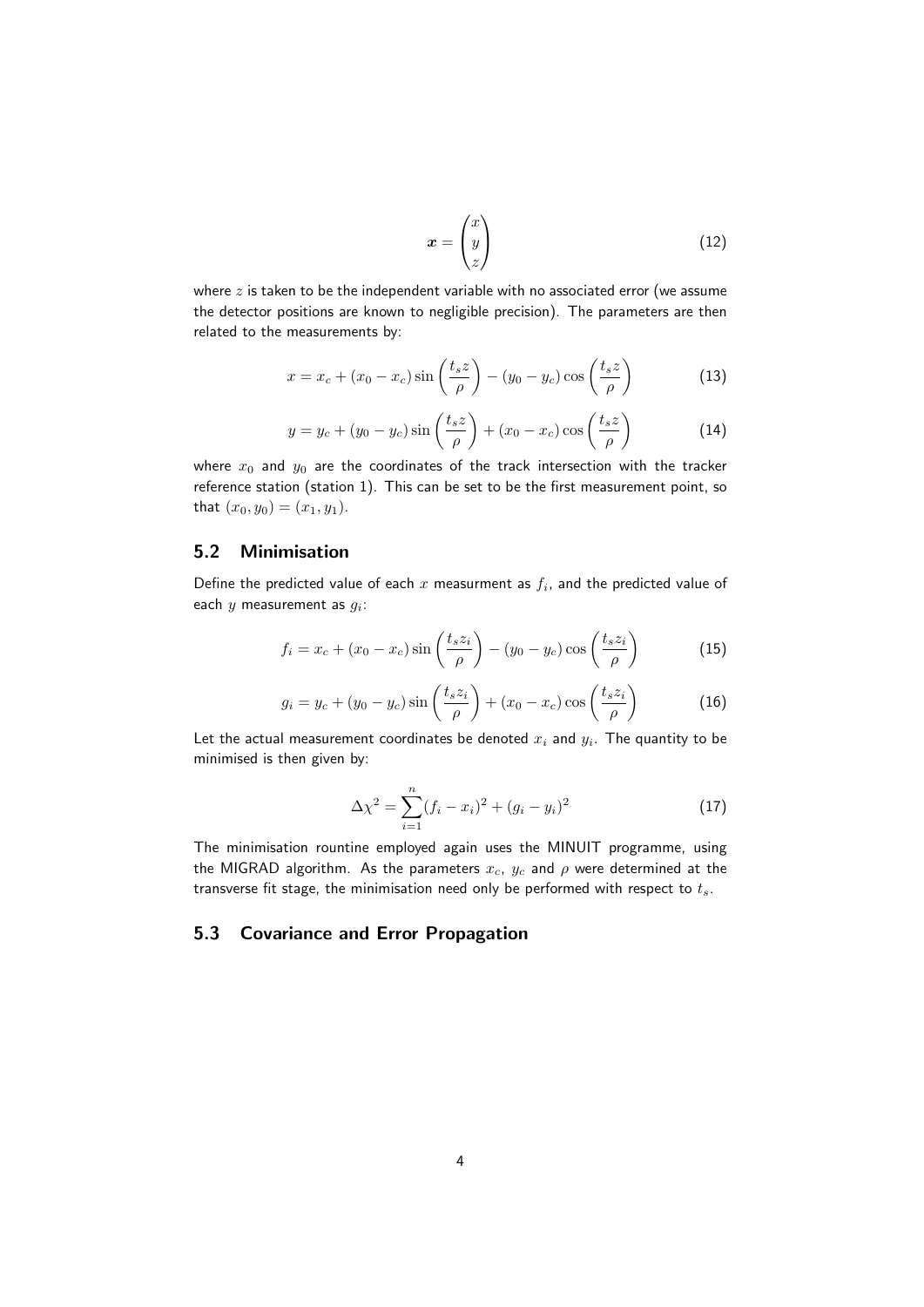$$\boldsymbol{x} = \begin{pmatrix} x \\ y \\ z \end{pmatrix} \tag{12}$$

where $z$ is taken to be the independent variable with no associated error (we assume the detector positions are known to negligible precision). The parameters are then related to the measurements by:

$$x = x_c + (x_0 - x_c)\sin\left(\frac{t_s z}{\rho}\right) - (y_0 - y_c)\cos\left(\frac{t_s z}{\rho}\right) \tag{13}$$

$$y = y_c + (y_0 - y_c)\sin\left(\frac{t_s z}{\rho}\right) + (x_0 - x_c)\cos\left(\frac{t_s z}{\rho}\right) \tag{14}$$

where $x_0$ and $y_0$ are the coordinates of the track intersection with the tracker reference station (station 1). This can be set to be the first measurement point, so that $(x_0, y_0) = (x_1, y_1)$.

## 5.2 Minimisation

Define the predicted value of each $x$ measurment as $f_i$, and the predicted value of each $y$ measurement as $g_i$:

$$f_i = x_c + (x_0 - x_c)\sin\left(\frac{t_s z_i}{\rho}\right) - (y_0 - y_c)\cos\left(\frac{t_s z_i}{\rho}\right) \tag{15}$$

$$g_i = y_c + (y_0 - y_c)\sin\left(\frac{t_s z_i}{\rho}\right) + (x_0 - x_c)\cos\left(\frac{t_s z_i}{\rho}\right) \tag{16}$$

Let the actual measurement coordinates be denoted $x_i$ and $y_i$. The quantity to be minimised is then given by:

$$\Delta\chi^2 = \sum_{i=1}^{n}(f_i - x_i)^2 + (g_i - y_i)^2 \tag{17}$$

The minimisation rountine employed again uses the MINUIT programme, using the MIGRAD algorithm. As the parameters $x_c$, $y_c$ and $\rho$ were determined at the transverse fit stage, the minimisation need only be performed with respect to $t_s$.

## 5.3 Covariance and Error Propagation